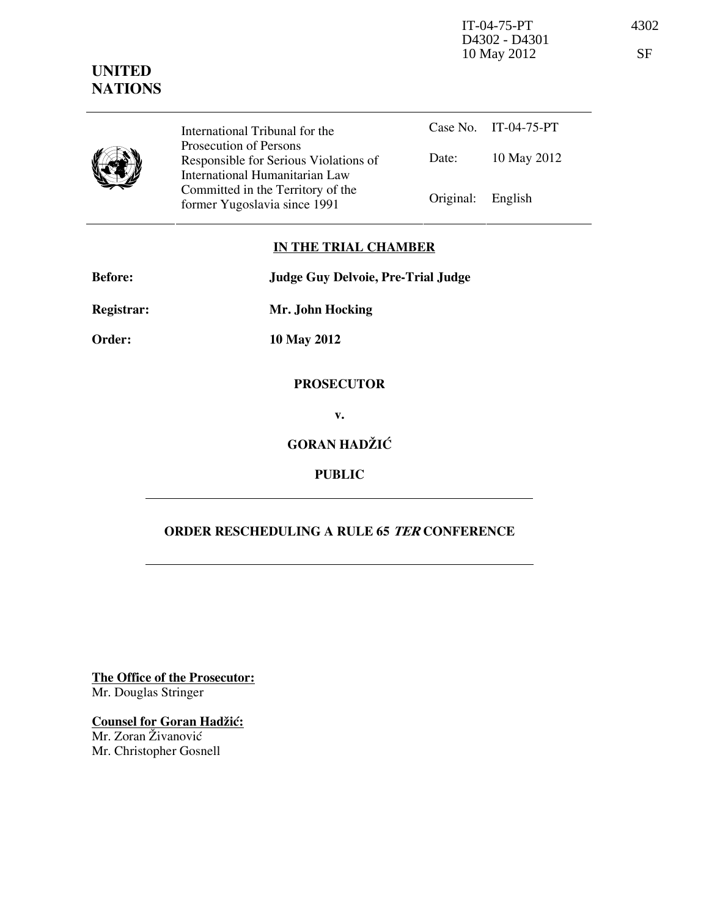IT-04-75-PT
D4302 - D4301
10 May 2012

4302

SF

**UNITED NATIONS**

| | International Tribunal for the Prosecution of Persons Responsible for Serious Violations of International Humanitarian Law Committed in the Territory of the former Yugoslavia since 1991 | Case No. | IT-04-75-PT |
|---|---|---|---|
| | | Date: | 10 May 2012 |
| | | Original: | English |

**IN THE TRIAL CHAMBER**

**Before:** **Judge Guy Delvoie, Pre-Trial Judge**

**Registrar:** **Mr. John Hocking**

**Order:** **10 May 2012**

**PROSECUTOR**

**v.**

**GORAN HADŽIĆ**

**PUBLIC**

**ORDER RESCHEDULING A RULE 65 *TER* CONFERENCE**

**The Office of the Prosecutor:**
Mr. Douglas Stringer

**Counsel for Goran Hadžić:**
Mr. Zoran Živanović
Mr. Christopher Gosnell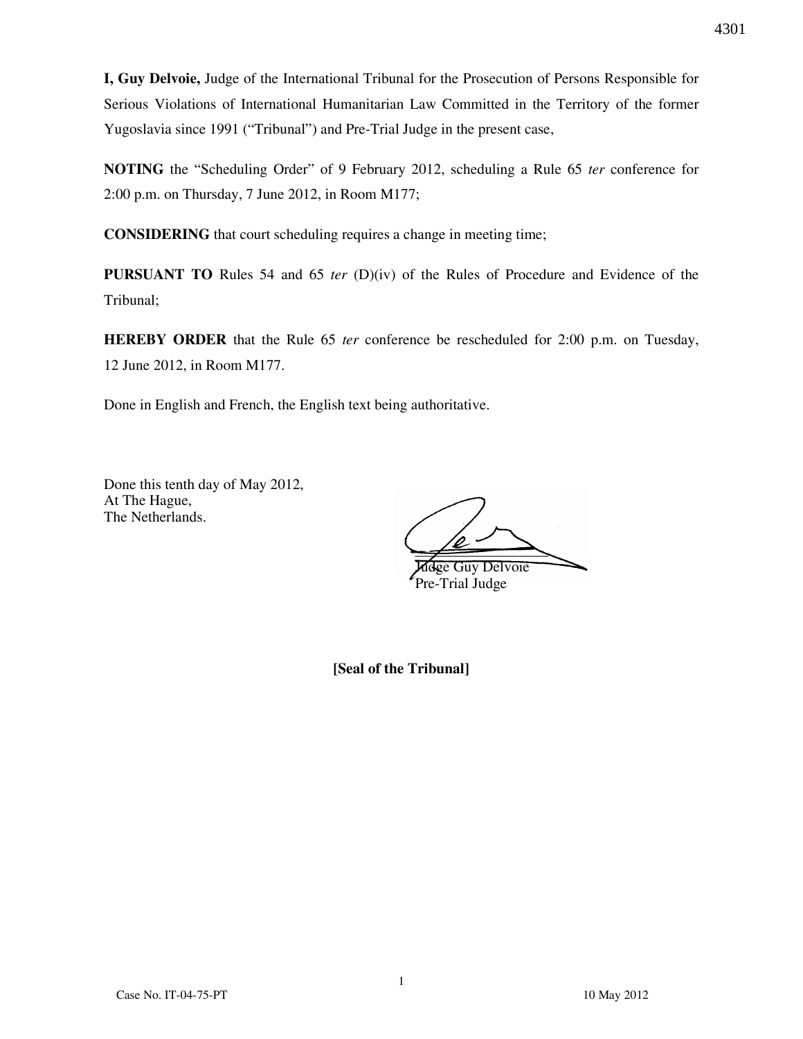**I, Guy Delvoie,** Judge of the International Tribunal for the Prosecution of Persons Responsible for Serious Violations of International Humanitarian Law Committed in the Territory of the former Yugoslavia since 1991 ("Tribunal") and Pre-Trial Judge in the present case,

**NOTING** the "Scheduling Order" of 9 February 2012, scheduling a Rule 65 *ter* conference for 2:00 p.m. on Thursday, 7 June 2012, in Room M177;

**CONSIDERING** that court scheduling requires a change in meeting time;

**PURSUANT TO** Rules 54 and 65 *ter* (D)(iv) of the Rules of Procedure and Evidence of the Tribunal;

**HEREBY ORDER** that the Rule 65 *ter* conference be rescheduled for 2:00 p.m. on Tuesday, 12 June 2012, in Room M177.

Done in English and French, the English text being authoritative.

Done this tenth day of May 2012,
At The Hague,
The Netherlands.

Judge Guy Delvoie
Pre-Trial Judge

**[Seal of the Tribunal]**